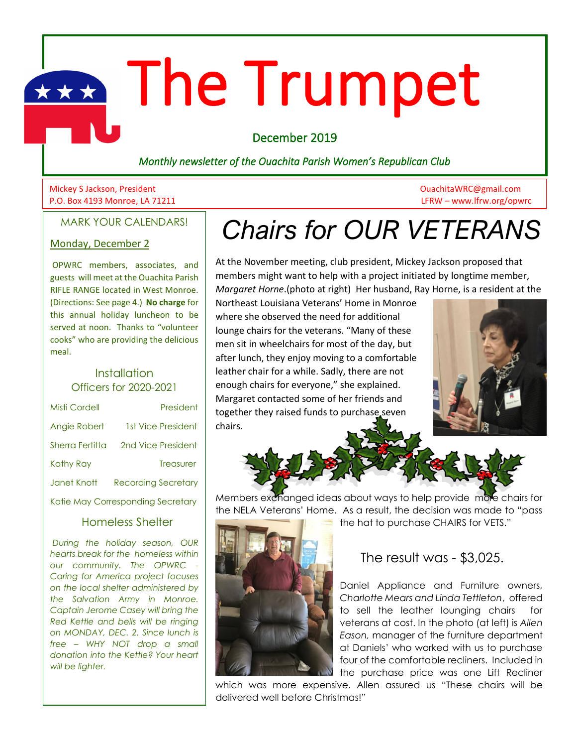# The Trumpet

December 2019

*Monthly newsletter of the Ouachita Parish Women's Republican Club*

Mickey S Jackson, President
P.O. Box 4193 Monroe, LA 71211

OuachitaWRC@gmail.com
LFRW – www.lfrw.org/opwrc

## MARK YOUR CALENDARS!

Monday, December 2

OPWRC members, associates, and guests will meet at the Ouachita Parish RIFLE RANGE located in West Monroe. (Directions: See page 4.) **No charge** for this annual holiday luncheon to be served at noon. Thanks to "volunteer cooks" who are providing the delicious meal.

### Installation Officers for 2020-2021

| Name | Office |
|---|---|
| Misti Cordell | President |
| Angie Robert | 1st Vice President |
| Sherra Fertitta | 2nd Vice President |
| Kathy Ray | Treasurer |
| Janet Knott | Recording Secretary |
| Katie May | Corresponding Secretary |

### Homeless Shelter

*During the holiday season, OUR hearts break for the homeless within our community. The OPWRC - Caring for America project focuses on the local shelter administered by the Salvation Army in Monroe. Captain Jerome Casey will bring the Red Kettle and bells will be ringing on MONDAY, DEC. 2. Since lunch is free – WHY NOT drop a small donation into the Kettle? Your heart will be lighter.*

# Chairs for OUR VETERANS

At the November meeting, club president, Mickey Jackson proposed that members might want to help with a project initiated by longtime member, *Margaret Horne*.(photo at right) Her husband, Ray Horne, is a resident at the Northeast Louisiana Veterans' Home in Monroe where she observed the need for additional lounge chairs for the veterans. "Many of these men sit in wheelchairs for most of the day, but after lunch, they enjoy moving to a comfortable leather chair for a while. Sadly, there are not enough chairs for everyone," she explained. Margaret contacted some of her friends and together they raised funds to purchase seven chairs.

Members exchanged ideas about ways to help provide more chairs for the NELA Veterans' Home. As a result, the decision was made to "pass the hat to purchase CHAIRS for VETS."

The result was - $3,025.

Daniel Appliance and Furniture owners, *Charlotte Mears and Linda Tettleton*, offered to sell the leather lounging chairs for veterans at cost. In the photo (at left) is *Allen Eason,* manager of the furniture department at Daniels' who worked with us to purchase four of the comfortable recliners. Included in the purchase price was one Lift Recliner which was more expensive. Allen assured us "These chairs will be delivered well before Christmas!"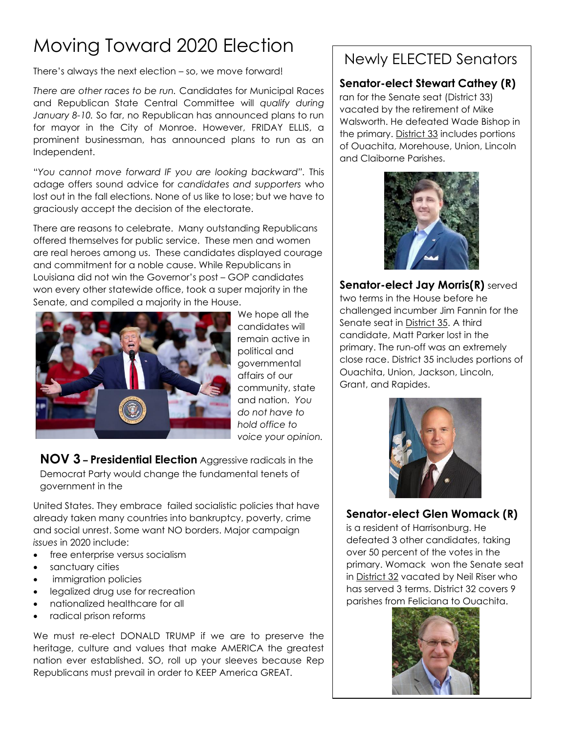# Moving Toward 2020 Election

There's always the next election – so, we move forward!

*There are other races to be run.* Candidates for Municipal Races and Republican State Central Committee will *qualify during January 8-10.* So far, no Republican has announced plans to run for mayor in the City of Monroe. However, FRIDAY ELLIS, a prominent businessman, has announced plans to run as an Independent.

"*You cannot move forward IF you are looking backward*". This adage offers sound advice for *candidates and supporters* who lost out in the fall elections. None of us like to lose; but we have to graciously accept the decision of the electorate.

There are reasons to celebrate. Many outstanding Republicans offered themselves for public service. These men and women are real heroes among us. These candidates displayed courage and commitment for a noble cause. While Republicans in Louisiana did not win the Governor's post – GOP candidates won every other statewide office, took a super majority in the Senate, and compiled a majority in the House.

We hope all the candidates will remain active in political and governmental affairs of our community, state and nation. *You do not have to hold office to voice your opinion.*

**NOV 3 – Presidential Election** Aggressive radicals in the Democrat Party would change the fundamental tenets of government in the United States. They embrace failed socialistic policies that have already taken many countries into bankruptcy, poverty, crime and social unrest. Some want NO borders. Major campaign *issues* in 2020 include:

- free enterprise versus socialism
- sanctuary cities
- immigration policies
- legalized drug use for recreation
- nationalized healthcare for all
- radical prison reforms

We must re-elect DONALD TRUMP if we are to preserve the heritage, culture and values that make AMERICA the greatest nation ever established. SO, roll up your sleeves because Rep Republicans must prevail in order to KEEP America GREAT.

## Newly ELECTED Senators

**Senator-elect Stewart Cathey (R)** ran for the Senate seat (District 33) vacated by the retirement of Mike Walsworth. He defeated Wade Bishop in the primary. District 33 includes portions of Ouachita, Morehouse, Union, Lincoln and Claiborne Parishes.

**Senator-elect Jay Morris(R)** served two terms in the House before he challenged incumber Jim Fannin for the Senate seat in District 35. A third candidate, Matt Parker lost in the primary. The run-off was an extremely close race. District 35 includes portions of Ouachita, Union, Jackson, Lincoln, Grant, and Rapides.

**Senator-elect Glen Womack (R)** is a resident of Harrisonburg. He defeated 3 other candidates, taking over 50 percent of the votes in the primary. Womack won the Senate seat in District 32 vacated by Neil Riser who has served 3 terms. District 32 covers 9 parishes from Feliciana to Ouachita.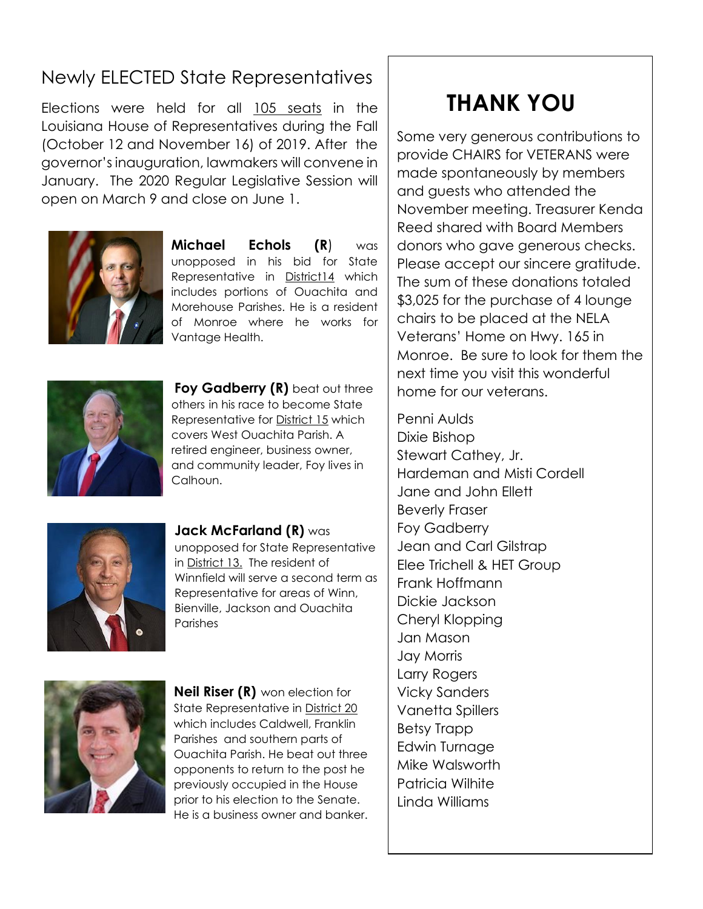## Newly ELECTED State Representatives

Elections were held for all 105 seats in the Louisiana House of Representatives during the Fall (October 12 and November 16) of 2019. After the governor's inauguration, lawmakers will convene in January. The 2020 Regular Legislative Session will open on March 9 and close on June 1.

**Michael Echols (R)** was unopposed in his bid for State Representative in District14 which includes portions of Ouachita and Morehouse Parishes. He is a resident of Monroe where he works for Vantage Health.

**Foy Gadberry (R)** beat out three others in his race to become State Representative for District 15 which covers West Ouachita Parish. A retired engineer, business owner, and community leader, Foy lives in Calhoun.

**Jack McFarland (R)** was unopposed for State Representative in District 13. The resident of Winnfield will serve a second term as Representative for areas of Winn, Bienville, Jackson and Ouachita Parishes

**Neil Riser (R)** won election for State Representative in District 20 which includes Caldwell, Franklin Parishes and southern parts of Ouachita Parish. He beat out three opponents to return to the post he previously occupied in the House prior to his election to the Senate. He is a business owner and banker.

# THANK YOU

Some very generous contributions to provide CHAIRS for VETERANS were made spontaneously by members and guests who attended the November meeting. Treasurer Kenda Reed shared with Board Members donors who gave generous checks. Please accept our sincere gratitude. The sum of these donations totaled $3,025 for the purchase of 4 lounge chairs to be placed at the NELA Veterans' Home on Hwy. 165 in Monroe. Be sure to look for them the next time you visit this wonderful home for our veterans.

Penni Aulds
Dixie Bishop
Stewart Cathey, Jr.
Hardeman and Misti Cordell
Jane and John Ellett
Beverly Fraser
Foy Gadberry
Jean and Carl Gilstrap
Elee Trichell & HET Group
Frank Hoffmann
Dickie Jackson
Cheryl Klopping
Jan Mason
Jay Morris
Larry Rogers
Vicky Sanders
Vanetta Spillers
Betsy Trapp
Edwin Turnage
Mike Walsworth
Patricia Wilhite
Linda Williams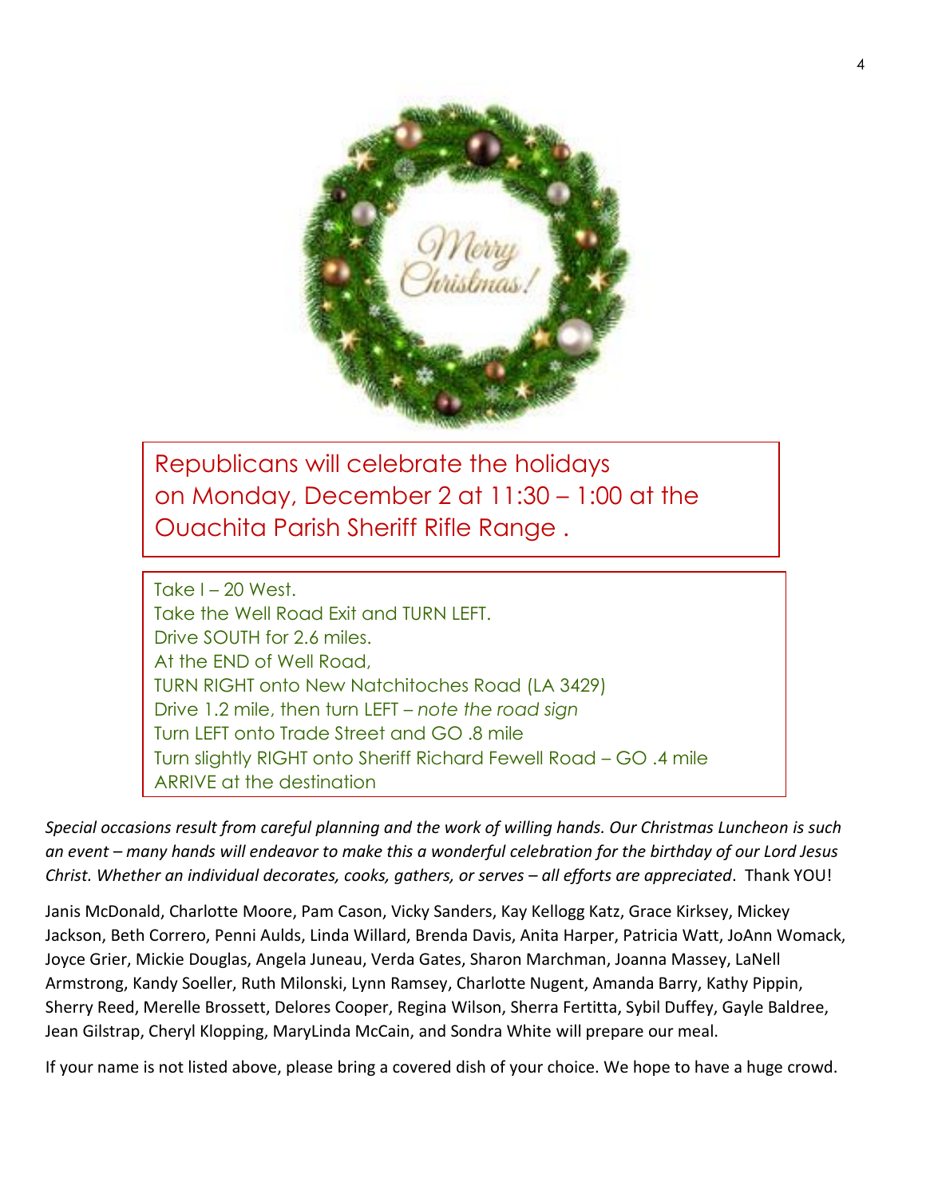Republicans will celebrate the holidays on Monday, December 2 at 11:30 – 1:00 at the Ouachita Parish Sheriff Rifle Range .

Take I – 20 West.
Take the Well Road Exit and TURN LEFT.
Drive SOUTH for 2.6 miles.
At the END of Well Road,
TURN RIGHT onto New Natchitoches Road (LA 3429)
Drive 1.2 mile, then turn LEFT – *note the road sign*
Turn LEFT onto Trade Street and GO .8 mile
Turn slightly RIGHT onto Sheriff Richard Fewell Road – GO .4 mile
ARRIVE at the destination

*Special occasions result from careful planning and the work of willing hands. Our Christmas Luncheon is such an event – many hands will endeavor to make this a wonderful celebration for the birthday of our Lord Jesus Christ. Whether an individual decorates, cooks, gathers, or serves – all efforts are appreciated*. Thank YOU!

Janis McDonald, Charlotte Moore, Pam Cason, Vicky Sanders, Kay Kellogg Katz, Grace Kirksey, Mickey Jackson, Beth Correro, Penni Aulds, Linda Willard, Brenda Davis, Anita Harper, Patricia Watt, JoAnn Womack, Joyce Grier, Mickie Douglas, Angela Juneau, Verda Gates, Sharon Marchman, Joanna Massey, LaNell Armstrong, Kandy Soeller, Ruth Milonski, Lynn Ramsey, Charlotte Nugent, Amanda Barry, Kathy Pippin, Sherry Reed, Merelle Brossett, Delores Cooper, Regina Wilson, Sherra Fertitta, Sybil Duffey, Gayle Baldree, Jean Gilstrap, Cheryl Klopping, MaryLinda McCain, and Sondra White will prepare our meal.

If your name is not listed above, please bring a covered dish of your choice. We hope to have a huge crowd.